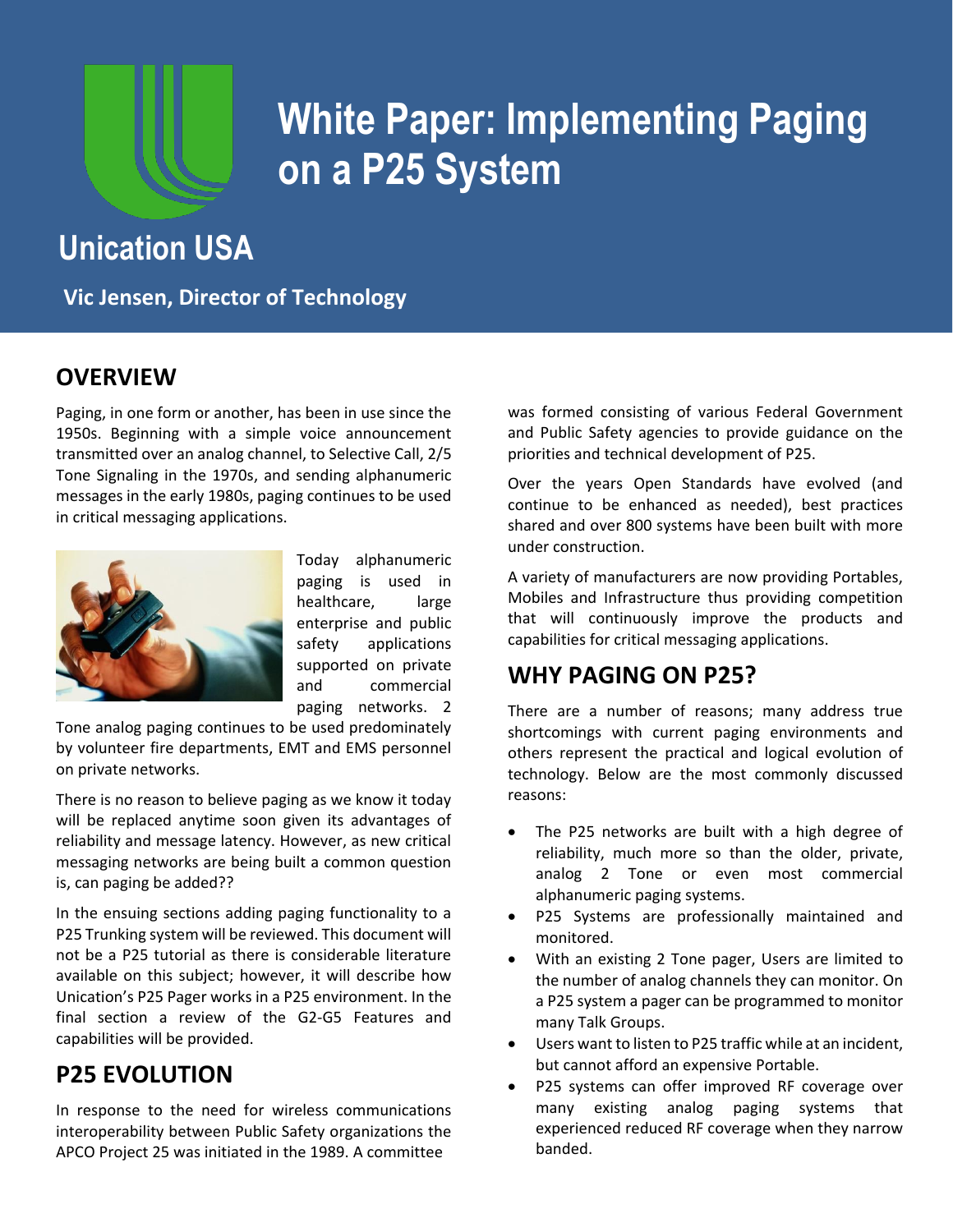# White Paper: Implementing Paging on a P25 System

## Unication USA

**Vic Jensen, Director of Technology**

## OVERVIEW

Paging, in one form or another, has been in use since the 1950s. Beginning with a simple voice announcement transmitted over an analog channel, to Selective Call, 2/5 Tone Signaling in the 1970s, and sending alphanumeric messages in the early 1980s, paging continues to be used in critical messaging applications.

Today alphanumeric paging is used in healthcare, large enterprise and public safety applications supported on private and commercial paging networks. 2 Tone analog paging continues to be used predominately by volunteer fire departments, EMT and EMS personnel on private networks.

There is no reason to believe paging as we know it today will be replaced anytime soon given its advantages of reliability and message latency. However, as new critical messaging networks are being built a common question is, can paging be added??

In the ensuing sections adding paging functionality to a P25 Trunking system will be reviewed. This document will not be a P25 tutorial as there is considerable literature available on this subject; however, it will describe how Unication's P25 Pager works in a P25 environment. In the final section a review of the G2-G5 Features and capabilities will be provided.

## P25 EVOLUTION

In response to the need for wireless communications interoperability between Public Safety organizations the APCO Project 25 was initiated in the 1989. A committee was formed consisting of various Federal Government and Public Safety agencies to provide guidance on the priorities and technical development of P25.

Over the years Open Standards have evolved (and continue to be enhanced as needed), best practices shared and over 800 systems have been built with more under construction.

A variety of manufacturers are now providing Portables, Mobiles and Infrastructure thus providing competition that will continuously improve the products and capabilities for critical messaging applications.

## WHY PAGING ON P25?

There are a number of reasons; many address true shortcomings with current paging environments and others represent the practical and logical evolution of technology. Below are the most commonly discussed reasons:

- The P25 networks are built with a high degree of reliability, much more so than the older, private, analog 2 Tone or even most commercial alphanumeric paging systems.
- P25 Systems are professionally maintained and monitored.
- With an existing 2 Tone pager, Users are limited to the number of analog channels they can monitor. On a P25 system a pager can be programmed to monitor many Talk Groups.
- Users want to listen to P25 traffic while at an incident, but cannot afford an expensive Portable.
- P25 systems can offer improved RF coverage over many existing analog paging systems that experienced reduced RF coverage when they narrow banded.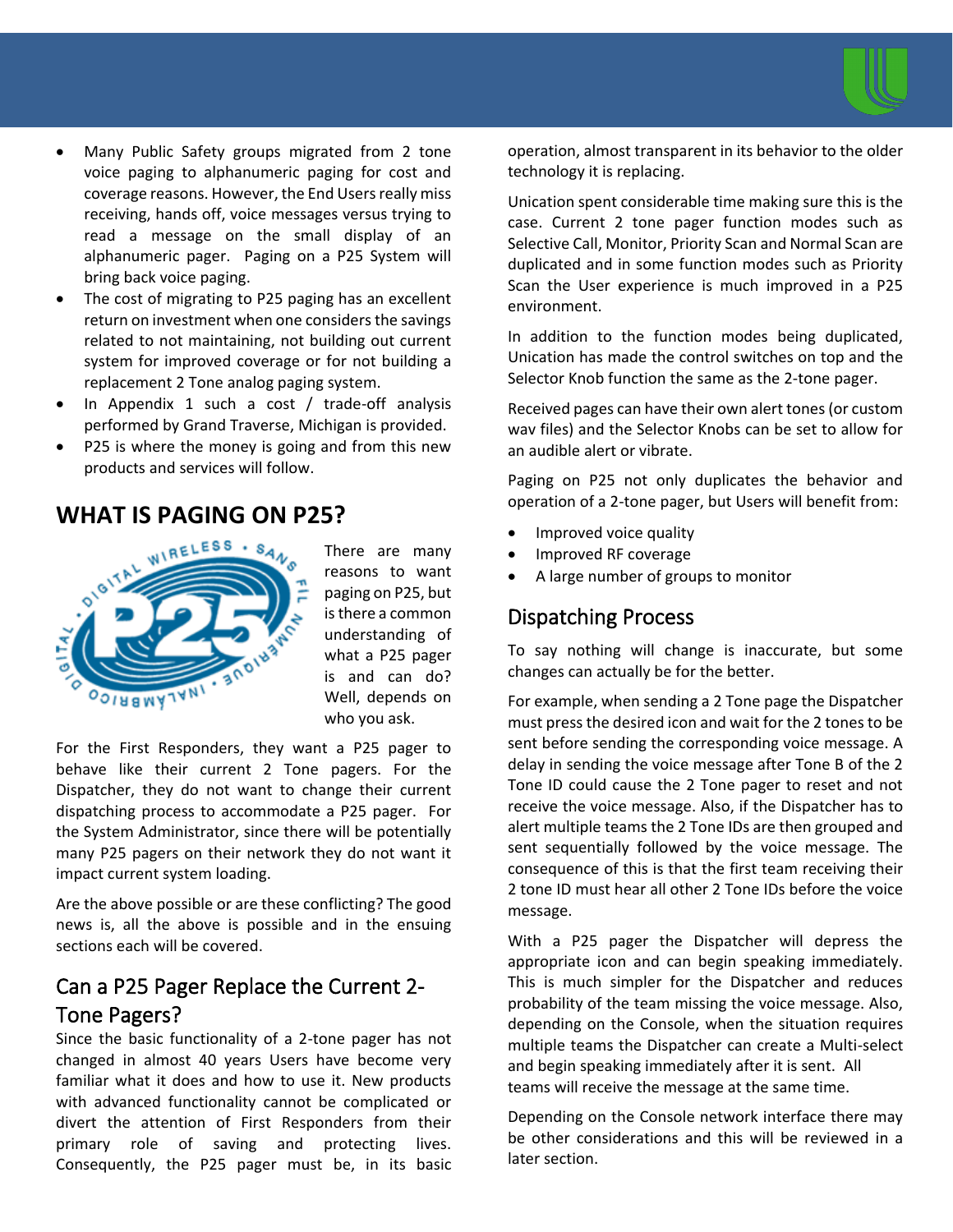- Many Public Safety groups migrated from 2 tone voice paging to alphanumeric paging for cost and coverage reasons. However, the End Users really miss receiving, hands off, voice messages versus trying to read a message on the small display of an alphanumeric pager. Paging on a P25 System will bring back voice paging.
- The cost of migrating to P25 paging has an excellent return on investment when one considers the savings related to not maintaining, not building out current system for improved coverage or for not building a replacement 2 Tone analog paging system.
- In Appendix 1 such a cost / trade-off analysis performed by Grand Traverse, Michigan is provided.
- P25 is where the money is going and from this new products and services will follow.

## WHAT IS PAGING ON P25?

There are many reasons to want paging on P25, but is there a common understanding of what a P25 pager is and can do? Well, depends on who you ask.

For the First Responders, they want a P25 pager to behave like their current 2 Tone pagers. For the Dispatcher, they do not want to change their current dispatching process to accommodate a P25 pager. For the System Administrator, since there will be potentially many P25 pagers on their network they do not want it impact current system loading.

Are the above possible or are these conflicting? The good news is, all the above is possible and in the ensuing sections each will be covered.

### Can a P25 Pager Replace the Current 2-Tone Pagers?

Since the basic functionality of a 2-tone pager has not changed in almost 40 years Users have become very familiar what it does and how to use it. New products with advanced functionality cannot be complicated or divert the attention of First Responders from their primary role of saving and protecting lives. Consequently, the P25 pager must be, in its basic operation, almost transparent in its behavior to the older technology it is replacing.

Unication spent considerable time making sure this is the case. Current 2 tone pager function modes such as Selective Call, Monitor, Priority Scan and Normal Scan are duplicated and in some function modes such as Priority Scan the User experience is much improved in a P25 environment.

In addition to the function modes being duplicated, Unication has made the control switches on top and the Selector Knob function the same as the 2-tone pager.

Received pages can have their own alert tones (or custom wav files) and the Selector Knobs can be set to allow for an audible alert or vibrate.

Paging on P25 not only duplicates the behavior and operation of a 2-tone pager, but Users will benefit from:

- Improved voice quality
- Improved RF coverage
- A large number of groups to monitor

### Dispatching Process

To say nothing will change is inaccurate, but some changes can actually be for the better.

For example, when sending a 2 Tone page the Dispatcher must press the desired icon and wait for the 2 tones to be sent before sending the corresponding voice message. A delay in sending the voice message after Tone B of the 2 Tone ID could cause the 2 Tone pager to reset and not receive the voice message. Also, if the Dispatcher has to alert multiple teams the 2 Tone IDs are then grouped and sent sequentially followed by the voice message. The consequence of this is that the first team receiving their 2 tone ID must hear all other 2 Tone IDs before the voice message.

With a P25 pager the Dispatcher will depress the appropriate icon and can begin speaking immediately. This is much simpler for the Dispatcher and reduces probability of the team missing the voice message. Also, depending on the Console, when the situation requires multiple teams the Dispatcher can create a Multi-select and begin speaking immediately after it is sent. All teams will receive the message at the same time.

Depending on the Console network interface there may be other considerations and this will be reviewed in a later section.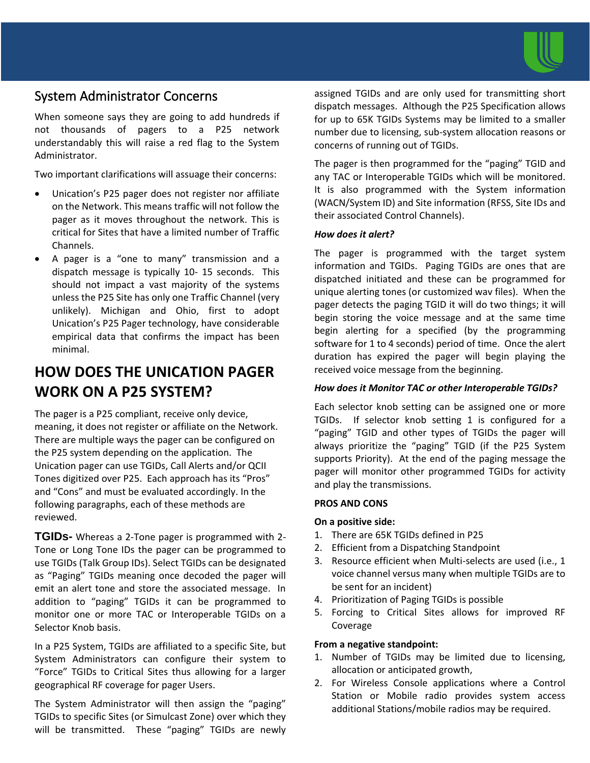## System Administrator Concerns

When someone says they are going to add hundreds if not thousands of pagers to a P25 network understandably this will raise a red flag to the System Administrator.

Two important clarifications will assuage their concerns:

- Unication's P25 pager does not register nor affiliate on the Network. This means traffic will not follow the pager as it moves throughout the network. This is critical for Sites that have a limited number of Traffic Channels.
- A pager is a "one to many" transmission and a dispatch message is typically 10- 15 seconds. This should not impact a vast majority of the systems unless the P25 Site has only one Traffic Channel (very unlikely). Michigan and Ohio, first to adopt Unication's P25 Pager technology, have considerable empirical data that confirms the impact has been minimal.

# HOW DOES THE UNICATION PAGER WORK ON A P25 SYSTEM?

The pager is a P25 compliant, receive only device, meaning, it does not register or affiliate on the Network. There are multiple ways the pager can be configured on the P25 system depending on the application. The Unication pager can use TGIDs, Call Alerts and/or QCII Tones digitized over P25. Each approach has its "Pros" and "Cons" and must be evaluated accordingly. In the following paragraphs, each of these methods are reviewed.

**TGIDs-** Whereas a 2-Tone pager is programmed with 2-Tone or Long Tone IDs the pager can be programmed to use TGIDs (Talk Group IDs). Select TGIDs can be designated as "Paging" TGIDs meaning once decoded the pager will emit an alert tone and store the associated message. In addition to "paging" TGIDs it can be programmed to monitor one or more TAC or Interoperable TGIDs on a Selector Knob basis.

In a P25 System, TGIDs are affiliated to a specific Site, but System Administrators can configure their system to "Force" TGIDs to Critical Sites thus allowing for a larger geographical RF coverage for pager Users.

The System Administrator will then assign the "paging" TGIDs to specific Sites (or Simulcast Zone) over which they will be transmitted. These "paging" TGIDs are newly assigned TGIDs and are only used for transmitting short dispatch messages. Although the P25 Specification allows for up to 65K TGIDs Systems may be limited to a smaller number due to licensing, sub-system allocation reasons or concerns of running out of TGIDs.

The pager is then programmed for the "paging" TGID and any TAC or Interoperable TGIDs which will be monitored. It is also programmed with the System information (WACN/System ID) and Site information (RFSS, Site IDs and their associated Control Channels).

***How does it alert?***

The pager is programmed with the target system information and TGIDs. Paging TGIDs are ones that are dispatched initiated and these can be programmed for unique alerting tones (or customized wav files). When the pager detects the paging TGID it will do two things; it will begin storing the voice message and at the same time begin alerting for a specified (by the programming software for 1 to 4 seconds) period of time. Once the alert duration has expired the pager will begin playing the received voice message from the beginning.

***How does it Monitor TAC or other Interoperable TGIDs?***

Each selector knob setting can be assigned one or more TGIDs. If selector knob setting 1 is configured for a "paging" TGID and other types of TGIDs the pager will always prioritize the "paging" TGID (if the P25 System supports Priority). At the end of the paging message the pager will monitor other programmed TGIDs for activity and play the transmissions.

**PROS AND CONS**

**On a positive side:**

1. There are 65K TGIDs defined in P25
2. Efficient from a Dispatching Standpoint
3. Resource efficient when Multi-selects are used (i.e., 1 voice channel versus many when multiple TGIDs are to be sent for an incident)
4. Prioritization of Paging TGIDs is possible
5. Forcing to Critical Sites allows for improved RF Coverage

**From a negative standpoint:**

1. Number of TGIDs may be limited due to licensing, allocation or anticipated growth,
2. For Wireless Console applications where a Control Station or Mobile radio provides system access additional Stations/mobile radios may be required.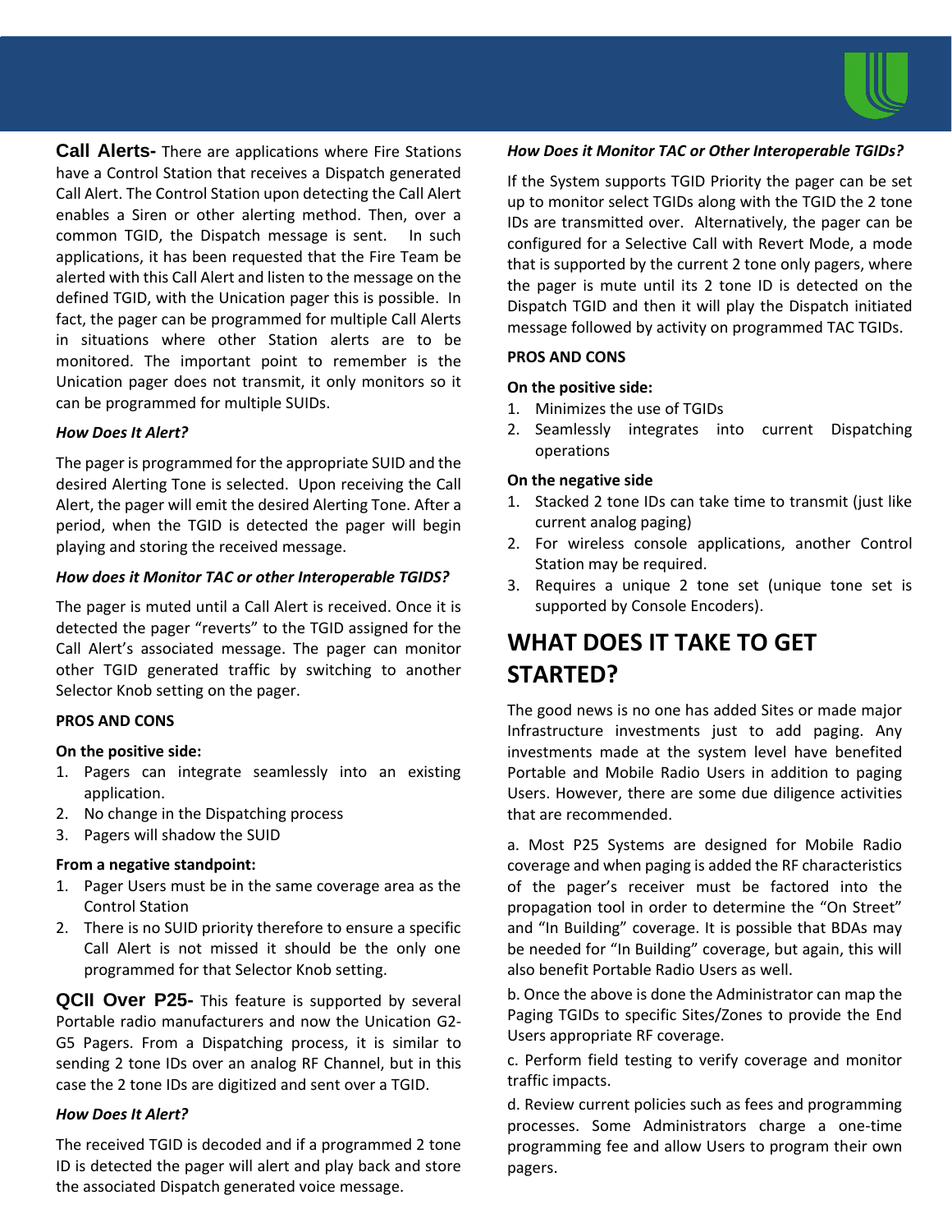**Call Alerts-** There are applications where Fire Stations have a Control Station that receives a Dispatch generated Call Alert. The Control Station upon detecting the Call Alert enables a Siren or other alerting method. Then, over a common TGID, the Dispatch message is sent. In such applications, it has been requested that the Fire Team be alerted with this Call Alert and listen to the message on the defined TGID, with the Unication pager this is possible. In fact, the pager can be programmed for multiple Call Alerts in situations where other Station alerts are to be monitored. The important point to remember is the Unication pager does not transmit, it only monitors so it can be programmed for multiple SUIDs.

***How Does It Alert?***

The pager is programmed for the appropriate SUID and the desired Alerting Tone is selected. Upon receiving the Call Alert, the pager will emit the desired Alerting Tone. After a period, when the TGID is detected the pager will begin playing and storing the received message.

***How does it Monitor TAC or other Interoperable TGIDS?***

The pager is muted until a Call Alert is received. Once it is detected the pager "reverts" to the TGID assigned for the Call Alert's associated message. The pager can monitor other TGID generated traffic by switching to another Selector Knob setting on the pager.

**PROS AND CONS**

**On the positive side:**

1. Pagers can integrate seamlessly into an existing application.
2. No change in the Dispatching process
3. Pagers will shadow the SUID

**From a negative standpoint:**

1. Pager Users must be in the same coverage area as the Control Station
2. There is no SUID priority therefore to ensure a specific Call Alert is not missed it should be the only one programmed for that Selector Knob setting.

**QCII Over P25-** This feature is supported by several Portable radio manufacturers and now the Unication G2-G5 Pagers. From a Dispatching process, it is similar to sending 2 tone IDs over an analog RF Channel, but in this case the 2 tone IDs are digitized and sent over a TGID.

***How Does It Alert?***

The received TGID is decoded and if a programmed 2 tone ID is detected the pager will alert and play back and store the associated Dispatch generated voice message.

***How Does it Monitor TAC or Other Interoperable TGIDs?***

If the System supports TGID Priority the pager can be set up to monitor select TGIDs along with the TGID the 2 tone IDs are transmitted over. Alternatively, the pager can be configured for a Selective Call with Revert Mode, a mode that is supported by the current 2 tone only pagers, where the pager is mute until its 2 tone ID is detected on the Dispatch TGID and then it will play the Dispatch initiated message followed by activity on programmed TAC TGIDs.

**PROS AND CONS**

**On the positive side:**

1. Minimizes the use of TGIDs
2. Seamlessly integrates into current Dispatching operations

**On the negative side**

1. Stacked 2 tone IDs can take time to transmit (just like current analog paging)
2. For wireless console applications, another Control Station may be required.
3. Requires a unique 2 tone set (unique tone set is supported by Console Encoders).

## WHAT DOES IT TAKE TO GET STARTED?

The good news is no one has added Sites or made major Infrastructure investments just to add paging. Any investments made at the system level have benefited Portable and Mobile Radio Users in addition to paging Users. However, there are some due diligence activities that are recommended.

a. Most P25 Systems are designed for Mobile Radio coverage and when paging is added the RF characteristics of the pager's receiver must be factored into the propagation tool in order to determine the "On Street" and "In Building" coverage. It is possible that BDAs may be needed for "In Building" coverage, but again, this will also benefit Portable Radio Users as well.

b. Once the above is done the Administrator can map the Paging TGIDs to specific Sites/Zones to provide the End Users appropriate RF coverage.

c. Perform field testing to verify coverage and monitor traffic impacts.

d. Review current policies such as fees and programming processes. Some Administrators charge a one-time programming fee and allow Users to program their own pagers.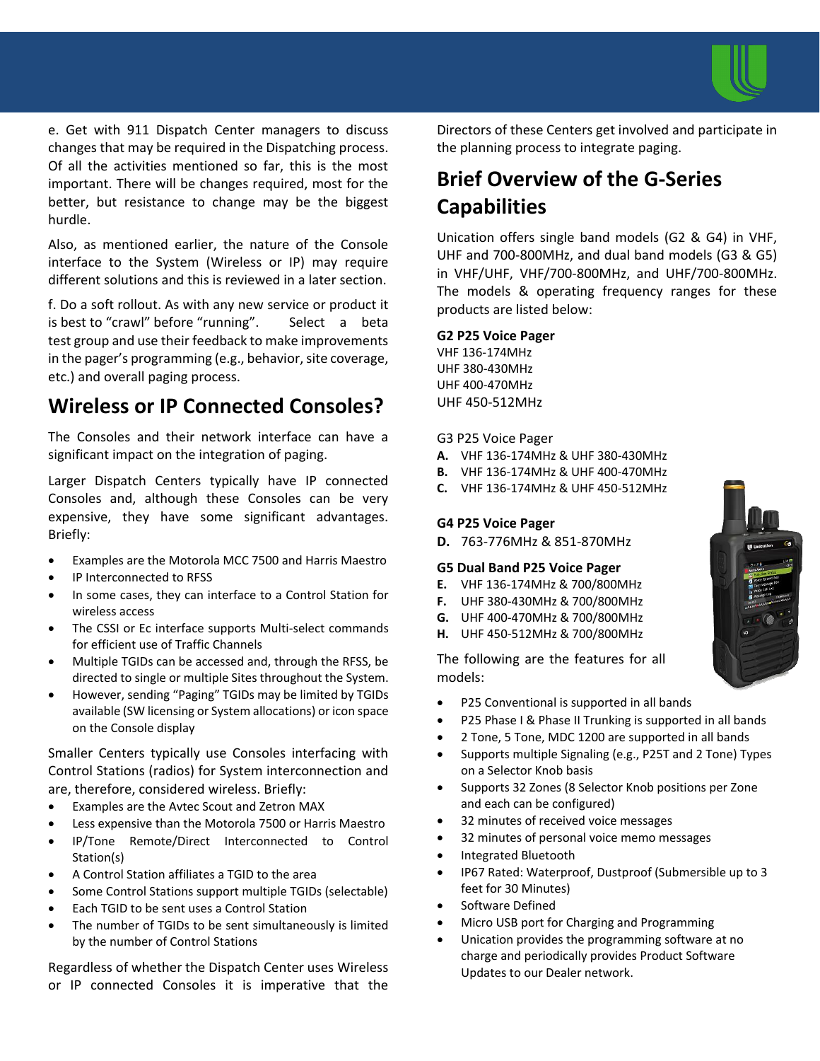e. Get with 911 Dispatch Center managers to discuss changes that may be required in the Dispatching process. Of all the activities mentioned so far, this is the most important. There will be changes required, most for the better, but resistance to change may be the biggest hurdle.

Also, as mentioned earlier, the nature of the Console interface to the System (Wireless or IP) may require different solutions and this is reviewed in a later section.

f. Do a soft rollout. As with any new service or product it is best to "crawl" before "running". Select a beta test group and use their feedback to make improvements in the pager's programming (e.g., behavior, site coverage, etc.) and overall paging process.

## Wireless or IP Connected Consoles?

The Consoles and their network interface can have a significant impact on the integration of paging.

Larger Dispatch Centers typically have IP connected Consoles and, although these Consoles can be very expensive, they have some significant advantages. Briefly:

- Examples are the Motorola MCC 7500 and Harris Maestro
- IP Interconnected to RFSS
- In some cases, they can interface to a Control Station for wireless access
- The CSSI or Ec interface supports Multi-select commands for efficient use of Traffic Channels
- Multiple TGIDs can be accessed and, through the RFSS, be directed to single or multiple Sites throughout the System.
- However, sending "Paging" TGIDs may be limited by TGIDs available (SW licensing or System allocations) or icon space on the Console display

Smaller Centers typically use Consoles interfacing with Control Stations (radios) for System interconnection and are, therefore, considered wireless. Briefly:

- Examples are the Avtec Scout and Zetron MAX
- Less expensive than the Motorola 7500 or Harris Maestro
- IP/Tone Remote/Direct Interconnected to Control Station(s)
- A Control Station affiliates a TGID to the area
- Some Control Stations support multiple TGIDs (selectable)
- Each TGID to be sent uses a Control Station
- The number of TGIDs to be sent simultaneously is limited by the number of Control Stations

Regardless of whether the Dispatch Center uses Wireless or IP connected Consoles it is imperative that the Directors of these Centers get involved and participate in the planning process to integrate paging.

## Brief Overview of the G-Series Capabilities

Unication offers single band models (G2 & G4) in VHF, UHF and 700-800MHz, and dual band models (G3 & G5) in VHF/UHF, VHF/700-800MHz, and UHF/700-800MHz. The models & operating frequency ranges for these products are listed below:

**G2 P25 Voice Pager**
VHF 136-174MHz
UHF 380-430MHz
UHF 400-470MHz
UHF 450-512MHz

G3 P25 Voice Pager

**A.** VHF 136-174MHz & UHF 380-430MHz
**B.** VHF 136-174MHz & UHF 400-470MHz
**C.** VHF 136-174MHz & UHF 450-512MHz

**G4 P25 Voice Pager**

**D.** 763-776MHz & 851-870MHz

**G5 Dual Band P25 Voice Pager**

**E.** VHF 136-174MHz & 700/800MHz
**F.** UHF 380-430MHz & 700/800MHz
**G.** UHF 400-470MHz & 700/800MHz
**H.** UHF 450-512MHz & 700/800MHz

The following are the features for all models:

- P25 Conventional is supported in all bands
- P25 Phase I & Phase II Trunking is supported in all bands
- 2 Tone, 5 Tone, MDC 1200 are supported in all bands
- Supports multiple Signaling (e.g., P25T and 2 Tone) Types on a Selector Knob basis
- Supports 32 Zones (8 Selector Knob positions per Zone and each can be configured)
- 32 minutes of received voice messages
- 32 minutes of personal voice memo messages
- Integrated Bluetooth
- IP67 Rated: Waterproof, Dustproof (Submersible up to 3 feet for 30 Minutes)
- Software Defined
- Micro USB port for Charging and Programming
- Unication provides the programming software at no charge and periodically provides Product Software Updates to our Dealer network.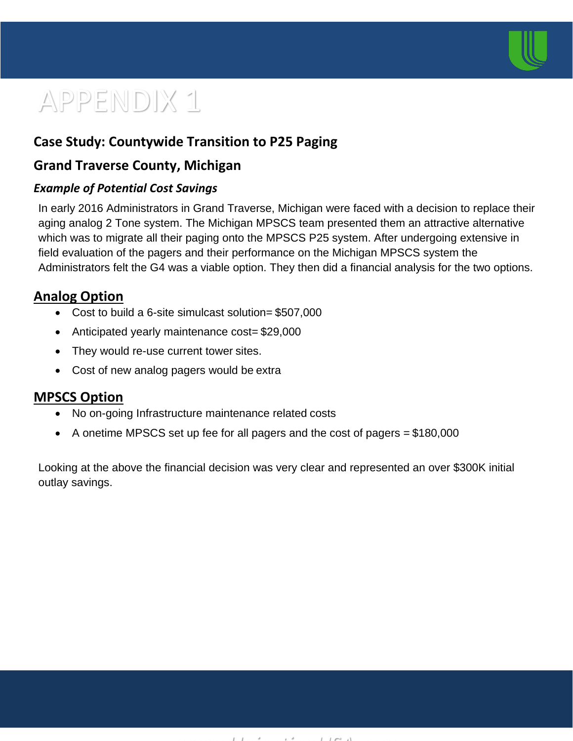# APPENDIX 1

## Case Study: Countywide Transition to P25 Paging

## Grand Traverse County, Michigan

### *Example of Potential Cost Savings*

In early 2016 Administrators in Grand Traverse, Michigan were faced with a decision to replace their aging analog 2 Tone system. The Michigan MPSCS team presented them an attractive alternative which was to migrate all their paging onto the MPSCS P25 system. After undergoing extensive in field evaluation of the pagers and their performance on the Michigan MPSCS system the Administrators felt the G4 was a viable option. They then did a financial analysis for the two options.

## Analog Option

- Cost to build a 6-site simulcast solution= $507,000
- Anticipated yearly maintenance cost= $29,000
- They would re-use current tower sites.
- Cost of new analog pagers would be extra

## MPSCS Option

- No on-going Infrastructure maintenance related costs
- A onetime MPSCS set up fee for all pagers and the cost of pagers = $180,000

Looking at the above the financial decision was very clear and represented an over $300K initial outlay savings.